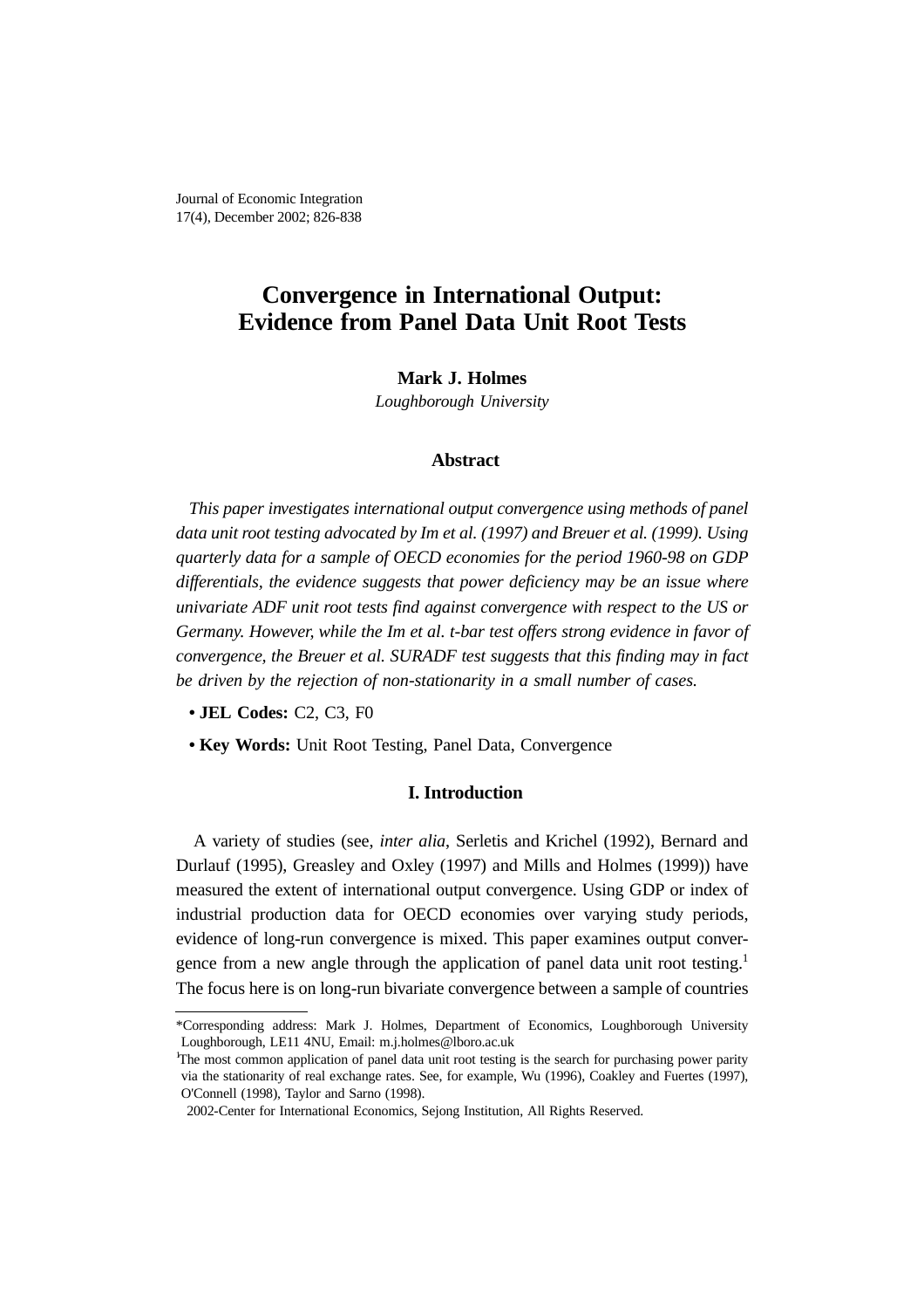# Convergence in International Output: Evidence from Panel Data Unit Root Tests

**Mark J. Holmes**

*Loughborough University*

## Abstract

*This paper investigates international output convergence using methods of panel data unit root testing advocated by Im et al. (1997) and Breuer et al. (1999). Using quarterly data for a sample of OECD economies for the period 1960-98 on GDP differentials, the evidence suggests that power deficiency may be an issue where univariate ADF unit root tests find against convergence with respect to the US or Germany. However, while the Im et al. t-bar test offers strong evidence in favor of convergence, the Breuer et al. SURADF test suggests that this finding may in fact be driven by the rejection of non-stationarity in a small number of cases.*

- **JEL Codes:** C2, C3, F0
- **Key Words:** Unit Root Testing, Panel Data, Convergence

## I. Introduction

A variety of studies (see, *inter alia*, Serletis and Krichel (1992), Bernard and Durlauf (1995), Greasley and Oxley (1997) and Mills and Holmes (1999)) have measured the extent of international output convergence. Using GDP or index of industrial production data for OECD economies over varying study periods, evidence of long-run convergence is mixed. This paper examines output convergence from a new angle through the application of panel data unit root testing.[1] The focus here is on long-run bivariate convergence between a sample of countries

---

*Corresponding address: Mark J. Holmes, Department of Economics, Loughborough University Loughborough, LE11 4NU, Email: m.j.holmes@lboro.ac.uk

[1] The most common application of panel data unit root testing is the search for purchasing power parity via the stationarity of real exchange rates. See, for example, Wu (1996), Coakley and Fuertes (1997), O'Connell (1998), Taylor and Sarno (1998).

2002-Center for International Economics, Sejong Institution, All Rights Reserved.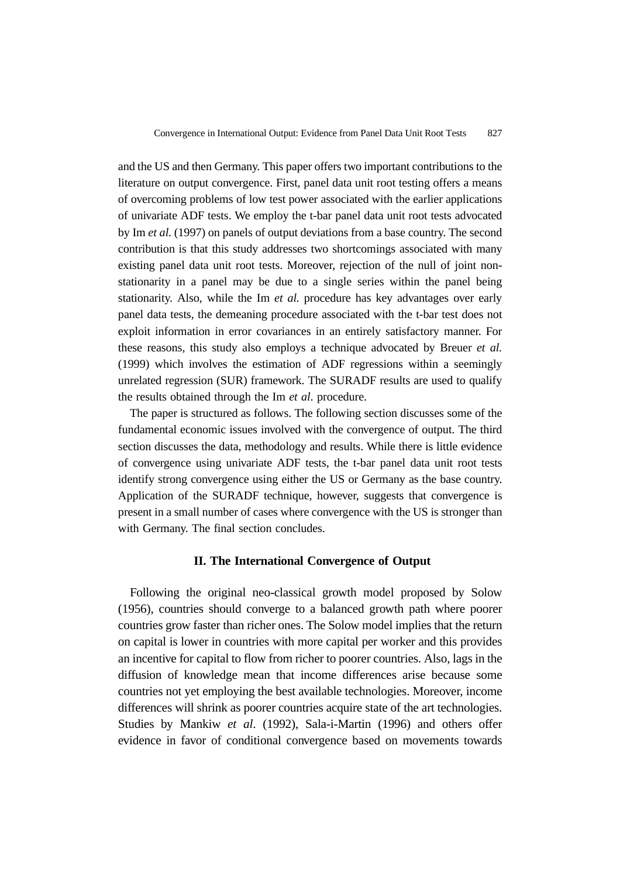and the US and then Germany. This paper offers two important contributions to the literature on output convergence. First, panel data unit root testing offers a means of overcoming problems of low test power associated with the earlier applications of univariate ADF tests. We employ the t-bar panel data unit root tests advocated by Im *et al*. (1997) on panels of output deviations from a base country. The second contribution is that this study addresses two shortcomings associated with many existing panel data unit root tests. Moreover, rejection of the null of joint non-stationarity in a panel may be due to a single series within the panel being stationarity. Also, while the Im *et al.* procedure has key advantages over early panel data tests, the demeaning procedure associated with the t-bar test does not exploit information in error covariances in an entirely satisfactory manner. For these reasons, this study also employs a technique advocated by Breuer *et al.* (1999) which involves the estimation of ADF regressions within a seemingly unrelated regression (SUR) framework. The SURADF results are used to qualify the results obtained through the Im *et al.* procedure.

The paper is structured as follows. The following section discusses some of the fundamental economic issues involved with the convergence of output. The third section discusses the data, methodology and results. While there is little evidence of convergence using univariate ADF tests, the t-bar panel data unit root tests identify strong convergence using either the US or Germany as the base country. Application of the SURADF technique, however, suggests that convergence is present in a small number of cases where convergence with the US is stronger than with Germany. The final section concludes.

## II. The International Convergence of Output

Following the original neo-classical growth model proposed by Solow (1956), countries should converge to a balanced growth path where poorer countries grow faster than richer ones. The Solow model implies that the return on capital is lower in countries with more capital per worker and this provides an incentive for capital to flow from richer to poorer countries. Also, lags in the diffusion of knowledge mean that income differences arise because some countries not yet employing the best available technologies. Moreover, income differences will shrink as poorer countries acquire state of the art technologies. Studies by Mankiw *et al*. (1992), Sala-i-Martin (1996) and others offer evidence in favor of conditional convergence based on movements towards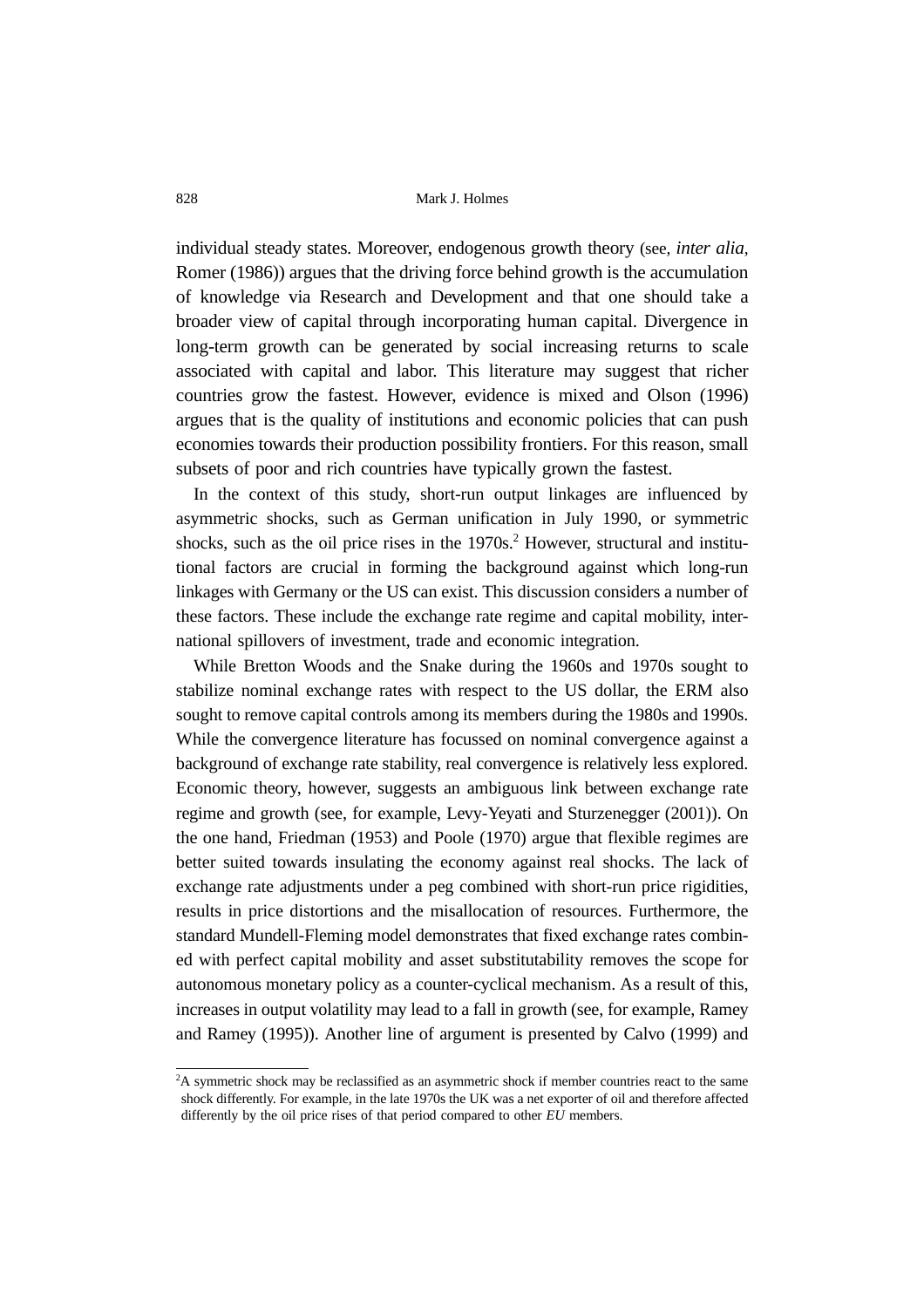individual steady states. Moreover, endogenous growth theory (see, *inter alia*, Romer (1986)) argues that the driving force behind growth is the accumulation of knowledge via Research and Development and that one should take a broader view of capital through incorporating human capital. Divergence in long-term growth can be generated by social increasing returns to scale associated with capital and labor. This literature may suggest that richer countries grow the fastest. However, evidence is mixed and Olson (1996) argues that is the quality of institutions and economic policies that can push economies towards their production possibility frontiers. For this reason, small subsets of poor and rich countries have typically grown the fastest.

In the context of this study, short-run output linkages are influenced by asymmetric shocks, such as German unification in July 1990, or symmetric shocks, such as the oil price rises in the 1970s.[2] However, structural and institutional factors are crucial in forming the background against which long-run linkages with Germany or the US can exist. This discussion considers a number of these factors. These include the exchange rate regime and capital mobility, international spillovers of investment, trade and economic integration.

While Bretton Woods and the Snake during the 1960s and 1970s sought to stabilize nominal exchange rates with respect to the US dollar, the ERM also sought to remove capital controls among its members during the 1980s and 1990s. While the convergence literature has focussed on nominal convergence against a background of exchange rate stability, real convergence is relatively less explored. Economic theory, however, suggests an ambiguous link between exchange rate regime and growth (see, for example, Levy-Yeyati and Sturzenegger (2001)). On the one hand, Friedman (1953) and Poole (1970) argue that flexible regimes are better suited towards insulating the economy against real shocks. The lack of exchange rate adjustments under a peg combined with short-run price rigidities, results in price distortions and the misallocation of resources. Furthermore, the standard Mundell-Fleming model demonstrates that fixed exchange rates combined with perfect capital mobility and asset substitutability removes the scope for autonomous monetary policy as a counter-cyclical mechanism. As a result of this, increases in output volatility may lead to a fall in growth (see, for example, Ramey and Ramey (1995)). Another line of argument is presented by Calvo (1999) and

[2] A symmetric shock may be reclassified as an asymmetric shock if member countries react to the same shock differently. For example, in the late 1970s the UK was a net exporter of oil and therefore affected differently by the oil price rises of that period compared to other *EU* members.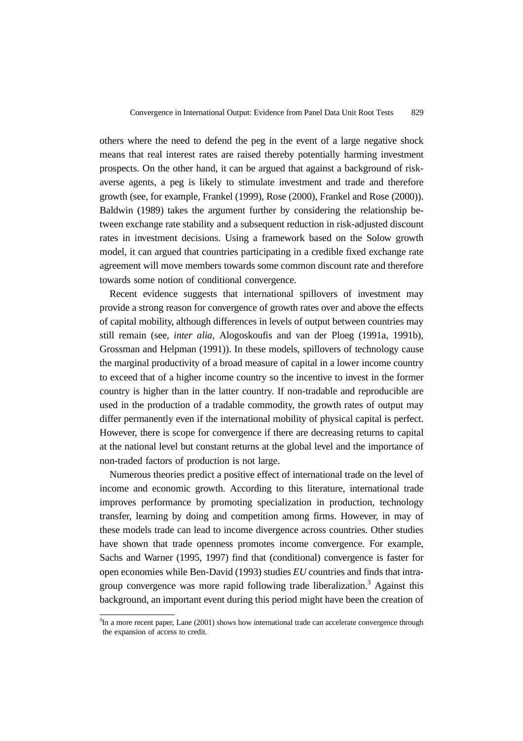others where the need to defend the peg in the event of a large negative shock means that real interest rates are raised thereby potentially harming investment prospects. On the other hand, it can be argued that against a background of risk-averse agents, a peg is likely to stimulate investment and trade and therefore growth (see, for example, Frankel (1999), Rose (2000), Frankel and Rose (2000)). Baldwin (1989) takes the argument further by considering the relationship between exchange rate stability and a subsequent reduction in risk-adjusted discount rates in investment decisions. Using a framework based on the Solow growth model, it can argued that countries participating in a credible fixed exchange rate agreement will move members towards some common discount rate and therefore towards some notion of conditional convergence.

Recent evidence suggests that international spillovers of investment may provide a strong reason for convergence of growth rates over and above the effects of capital mobility, although differences in levels of output between countries may still remain (see, *inter alia*, Alogoskoufis and van der Ploeg (1991a, 1991b), Grossman and Helpman (1991)). In these models, spillovers of technology cause the marginal productivity of a broad measure of capital in a lower income country to exceed that of a higher income country so the incentive to invest in the former country is higher than in the latter country. If non-tradable and reproducible are used in the production of a tradable commodity, the growth rates of output may differ permanently even if the international mobility of physical capital is perfect. However, there is scope for convergence if there are decreasing returns to capital at the national level but constant returns at the global level and the importance of non-traded factors of production is not large.

Numerous theories predict a positive effect of international trade on the level of income and economic growth. According to this literature, international trade improves performance by promoting specialization in production, technology transfer, learning by doing and competition among firms. However, in may of these models trade can lead to income divergence across countries. Other studies have shown that trade openness promotes income convergence. For example, Sachs and Warner (1995, 1997) find that (conditional) convergence is faster for open economies while Ben-David (1993) studies *EU* countries and finds that intra-group convergence was more rapid following trade liberalization.[3] Against this background, an important event during this period might have been the creation of

[3] In a more recent paper, Lane (2001) shows how international trade can accelerate convergence through the expansion of access to credit.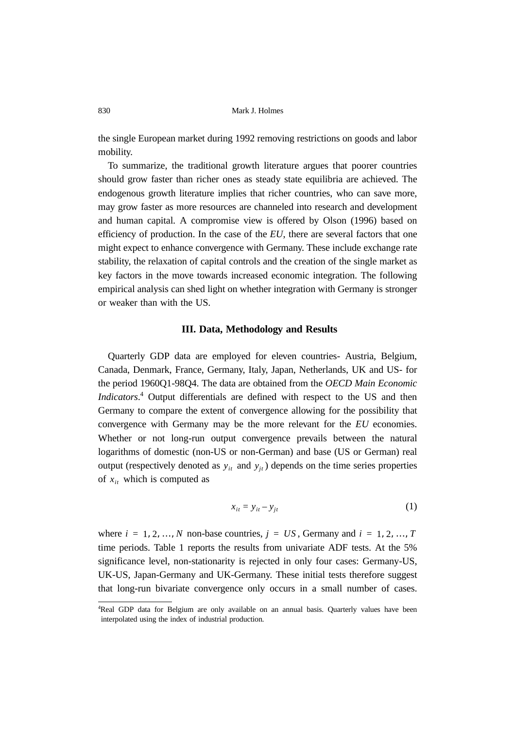the single European market during 1992 removing restrictions on goods and labor mobility.

To summarize, the traditional growth literature argues that poorer countries should grow faster than richer ones as steady state equilibria are achieved. The endogenous growth literature implies that richer countries, who can save more, may grow faster as more resources are channeled into research and development and human capital. A compromise view is offered by Olson (1996) based on efficiency of production. In the case of the *EU*, there are several factors that one might expect to enhance convergence with Germany. These include exchange rate stability, the relaxation of capital controls and the creation of the single market as key factors in the move towards increased economic integration. The following empirical analysis can shed light on whether integration with Germany is stronger or weaker than with the US.

## III. Data, Methodology and Results

Quarterly GDP data are employed for eleven countries- Austria, Belgium, Canada, Denmark, France, Germany, Italy, Japan, Netherlands, UK and US- for the period 1960Q1-98Q4. The data are obtained from the *OECD Main Economic Indicators*.[4] Output differentials are defined with respect to the US and then Germany to compare the extent of convergence allowing for the possibility that convergence with Germany may be the more relevant for the *EU* economies. Whether or not long-run output convergence prevails between the natural logarithms of domestic (non-US or non-German) and base (US or German) real output (respectively denoted as $y_{it}$ and $y_{jt}$) depends on the time series properties of $x_{it}$ which is computed as

$$x_{it} = y_{it} - y_{jt} \tag{1}$$

where $i = 1, 2, \ldots, N$ non-base countries, $j = US$, Germany and $i = 1, 2, \ldots, T$ time periods. Table 1 reports the results from univariate ADF tests. At the 5% significance level, non-stationarity is rejected in only four cases: Germany-US, UK-US, Japan-Germany and UK-Germany. These initial tests therefore suggest that long-run bivariate convergence only occurs in a small number of cases.

[4] Real GDP data for Belgium are only available on an annual basis. Quarterly values have been interpolated using the index of industrial production.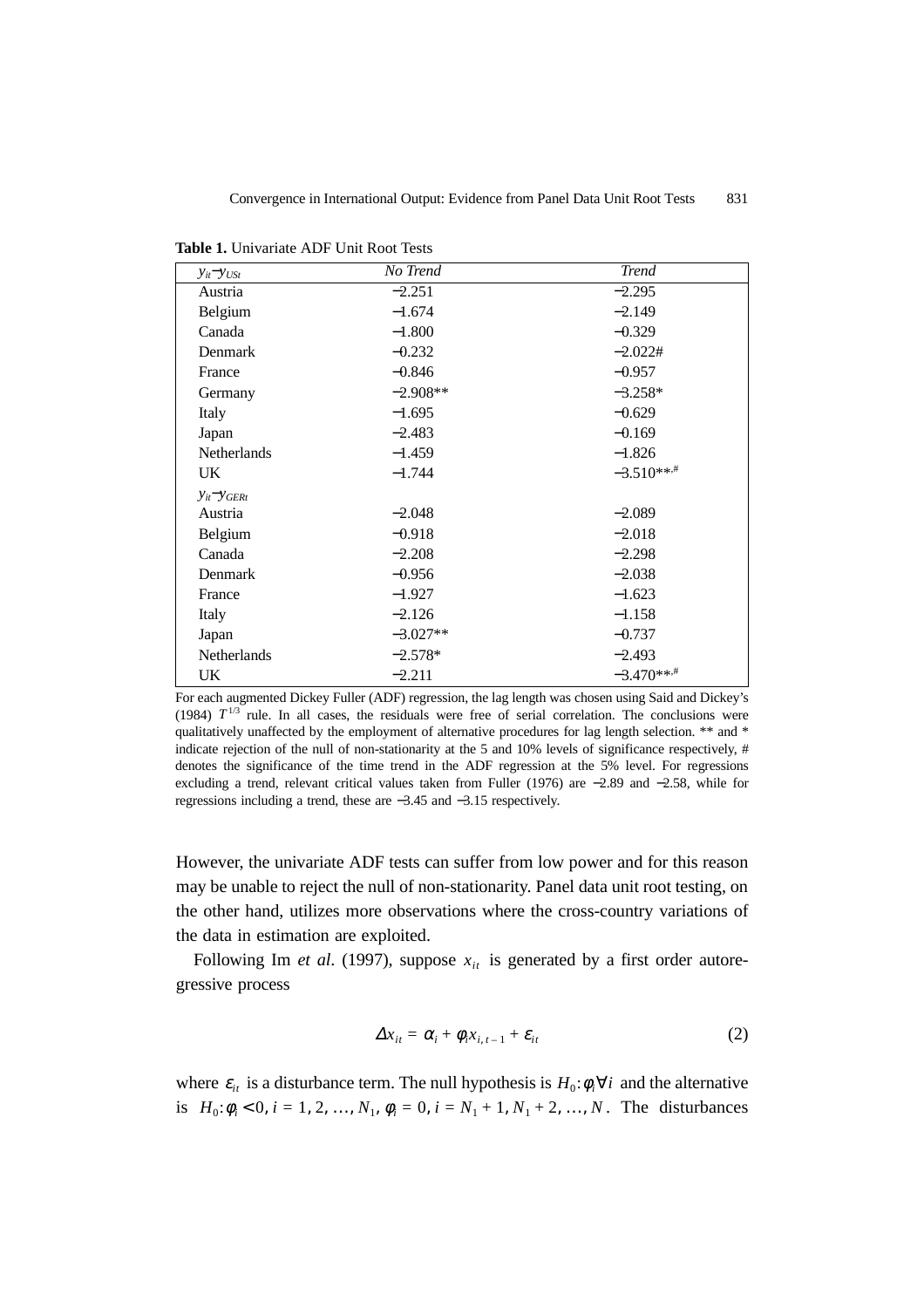**Table 1.** Univariate ADF Unit Root Tests

| $y_{it}-y_{USt}$ | *No Trend* | *Trend* |
|---|---|---|
| Austria | −2.251 | −2.295 |
| Belgium | −1.674 | −2.149 |
| Canada | −1.800 | −0.329 |
| Denmark | −0.232 | −2.022# |
| France | −0.846 | −0.957 |
| Germany | −2.908** | −3.258* |
| Italy | −1.695 | −0.629 |
| Japan | −2.483 | −0.169 |
| Netherlands | −1.459 | −1.826 |
| UK | −1.744 | −3.510**,# |
| $y_{it}-y_{GERt}$ | | |
| Austria | −2.048 | −2.089 |
| Belgium | −0.918 | −2.018 |
| Canada | −2.208 | −2.298 |
| Denmark | −0.956 | −2.038 |
| France | −1.927 | −1.623 |
| Italy | −2.126 | −1.158 |
| Japan | −3.027** | −0.737 |
| Netherlands | −2.578* | −2.493 |
| UK | −2.211 | −3.470**,# |

For each augmented Dickey Fuller (ADF) regression, the lag length was chosen using Said and Dickey's (1984) $T^{1/3}$ rule. In all cases, the residuals were free of serial correlation. The conclusions were qualitatively unaffected by the employment of alternative procedures for lag length selection. ** and * indicate rejection of the null of non-stationarity at the 5 and 10% levels of significance respectively, # denotes the significance of the time trend in the ADF regression at the 5% level. For regressions excluding a trend, relevant critical values taken from Fuller (1976) are −2.89 and −2.58, while for regressions including a trend, these are −3.45 and −3.15 respectively.

However, the univariate ADF tests can suffer from low power and for this reason may be unable to reject the null of non-stationarity. Panel data unit root testing, on the other hand, utilizes more observations where the cross-country variations of the data in estimation are exploited.

Following Im *et al*. (1997), suppose $x_{it}$ is generated by a first order autoregressive process

$$\Delta x_{it} = \alpha_i + \phi_i x_{i,t-1} + \varepsilon_{it} \tag{2}$$

where $\varepsilon_{it}$ is a disturbance term. The null hypothesis is $H_0: \phi_i \forall i$ and the alternative is $H_0: \phi_i < 0, i = 1, 2, \ldots, N_1, \phi_i = 0, i = N_1 + 1, N_1 + 2, \ldots, N$. The disturbances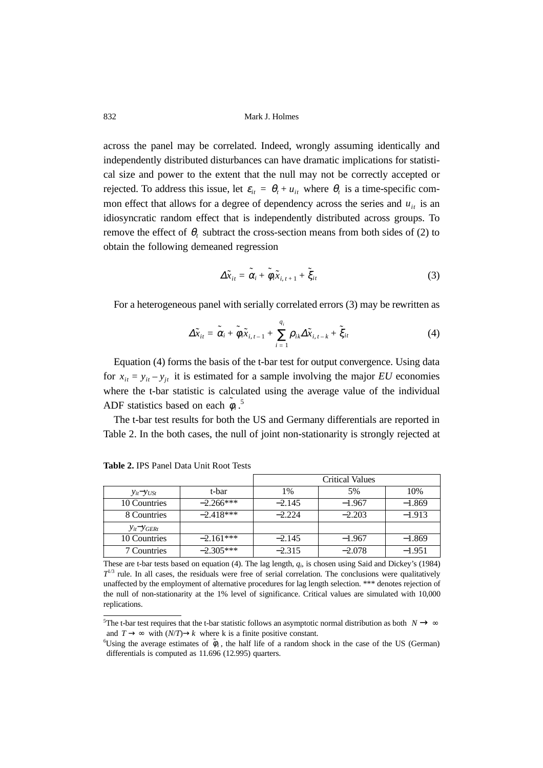across the panel may be correlated. Indeed, wrongly assuming identically and independently distributed disturbances can have dramatic implications for statistical size and power to the extent that the null may not be correctly accepted or rejected. To address this issue, let $\varepsilon_{it} = \theta_t + u_{it}$ where $\theta_t$ is a time-specific common effect that allows for a degree of dependency across the series and $u_{it}$ is an idiosyncratic random effect that is independently distributed across groups. To remove the effect of $\theta_t$ subtract the cross-section means from both sides of (2) to obtain the following demeaned regression

$$\Delta\tilde{x}_{it} = \tilde{\alpha}_i + \tilde{\phi}_i\tilde{x}_{i,t+1} + \tilde{\xi}_{it} \tag{3}$$

For a heterogeneous panel with serially correlated errors (3) may be rewritten as

$$\Delta\tilde{x}_{it} = \tilde{\alpha}_i + \tilde{\phi}_i\tilde{x}_{i,t-1} + \sum_{i=1}^{q_i}\rho_{ik}\Delta\tilde{x}_{i,t-k} + \tilde{\xi}_{it} \tag{4}$$

Equation (4) forms the basis of the t-bar test for output convergence. Using data for $x_{it} = y_{it} - y_{jt}$ it is estimated for a sample involving the major *EU* economies where the t-bar statistic is calculated using the average value of the individual ADF statistics based on each $\tilde{\phi}_i$.[5]

The t-bar test results for both the US and Germany differentials are reported in Table 2. In the both cases, the null of joint non-stationarity is strongly rejected at

**Table 2.** IPS Panel Data Unit Root Tests

| | | Critical Values | | |
|---|---|---|---|---|
| $y_{it}-y_{USt}$ | t-bar | 1% | 5% | 10% |
| 10 Countries | −2.266*** | −2.145 | −1.967 | −1.869 |
| 8 Countries | −2.418*** | −2.224 | −2.203 | −1.913 |
| $y_{it}-y_{GERt}$ | | | | |
| 10 Countries | −2.161*** | −2.145 | −1.967 | −1.869 |
| 7 Countries | −2.305*** | −2.315 | −2.078 | −1.951 |

These are t-bar tests based on equation (4). The lag length, $q_i$, is chosen using Said and Dickey's (1984) $T^{1/3}$ rule. In all cases, the residuals were free of serial correlation. The conclusions were qualitatively unaffected by the employment of alternative procedures for lag length selection. *** denotes rejection of the null of non-stationarity at the 1% level of significance. Critical values are simulated with 10,000 replications.

[5] The t-bar test requires that the t-bar statistic follows an asymptotic normal distribution as both $N \to \infty$ and $T \to \infty$ with $(N/T) \to k$ where k is a finite positive constant.

[6] Using the average estimates of $\tilde{\phi}_i$, the half life of a random shock in the case of the US (German) differentials is computed as 11.696 (12.995) quarters.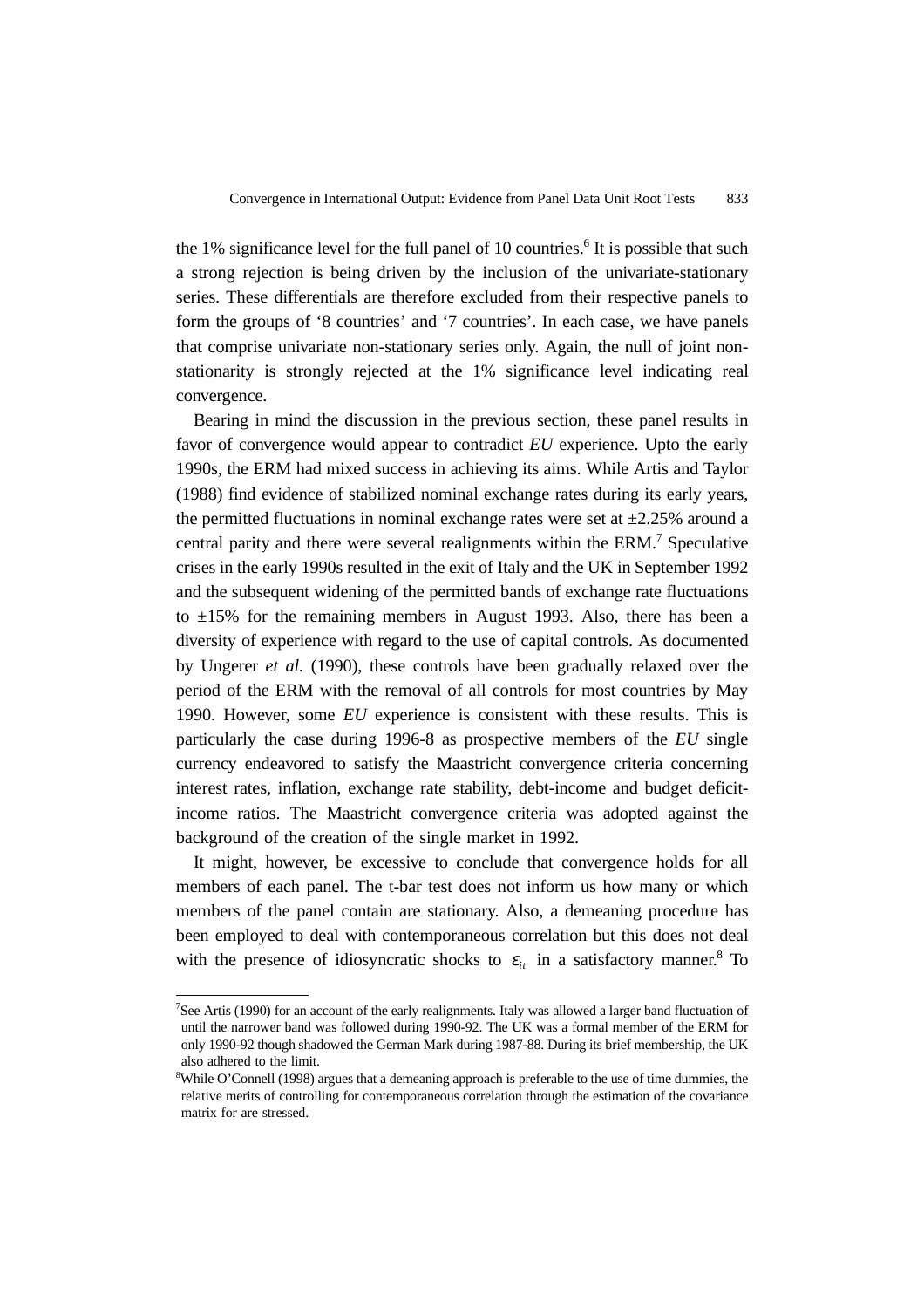the 1% significance level for the full panel of 10 countries.[6] It is possible that such a strong rejection is being driven by the inclusion of the univariate-stationary series. These differentials are therefore excluded from their respective panels to form the groups of '8 countries' and '7 countries'. In each case, we have panels that comprise univariate non-stationary series only. Again, the null of joint non-stationarity is strongly rejected at the 1% significance level indicating real convergence.

Bearing in mind the discussion in the previous section, these panel results in favor of convergence would appear to contradict *EU* experience. Upto the early 1990s, the ERM had mixed success in achieving its aims. While Artis and Taylor (1988) find evidence of stabilized nominal exchange rates during its early years, the permitted fluctuations in nominal exchange rates were set at ±2.25% around a central parity and there were several realignments within the ERM.[7] Speculative crises in the early 1990s resulted in the exit of Italy and the UK in September 1992 and the subsequent widening of the permitted bands of exchange rate fluctuations to ±15% for the remaining members in August 1993. Also, there has been a diversity of experience with regard to the use of capital controls. As documented by Ungerer *et al.* (1990), these controls have been gradually relaxed over the period of the ERM with the removal of all controls for most countries by May 1990. However, some *EU* experience is consistent with these results. This is particularly the case during 1996-8 as prospective members of the *EU* single currency endeavored to satisfy the Maastricht convergence criteria concerning interest rates, inflation, exchange rate stability, debt-income and budget deficit-income ratios. The Maastricht convergence criteria was adopted against the background of the creation of the single market in 1992.

It might, however, be excessive to conclude that convergence holds for all members of each panel. The t-bar test does not inform us how many or which members of the panel contain are stationary. Also, a demeaning procedure has been employed to deal with contemporaneous correlation but this does not deal with the presence of idiosyncratic shocks to $\varepsilon_{it}$ in a satisfactory manner.[8] To

---

[7]See Artis (1990) for an account of the early realignments. Italy was allowed a larger band fluctuation of until the narrower band was followed during 1990-92. The UK was a formal member of the ERM for only 1990-92 though shadowed the German Mark during 1987-88. During its brief membership, the UK also adhered to the limit.

[8]While O'Connell (1998) argues that a demeaning approach is preferable to the use of time dummies, the relative merits of controlling for contemporaneous correlation through the estimation of the covariance matrix for are stressed.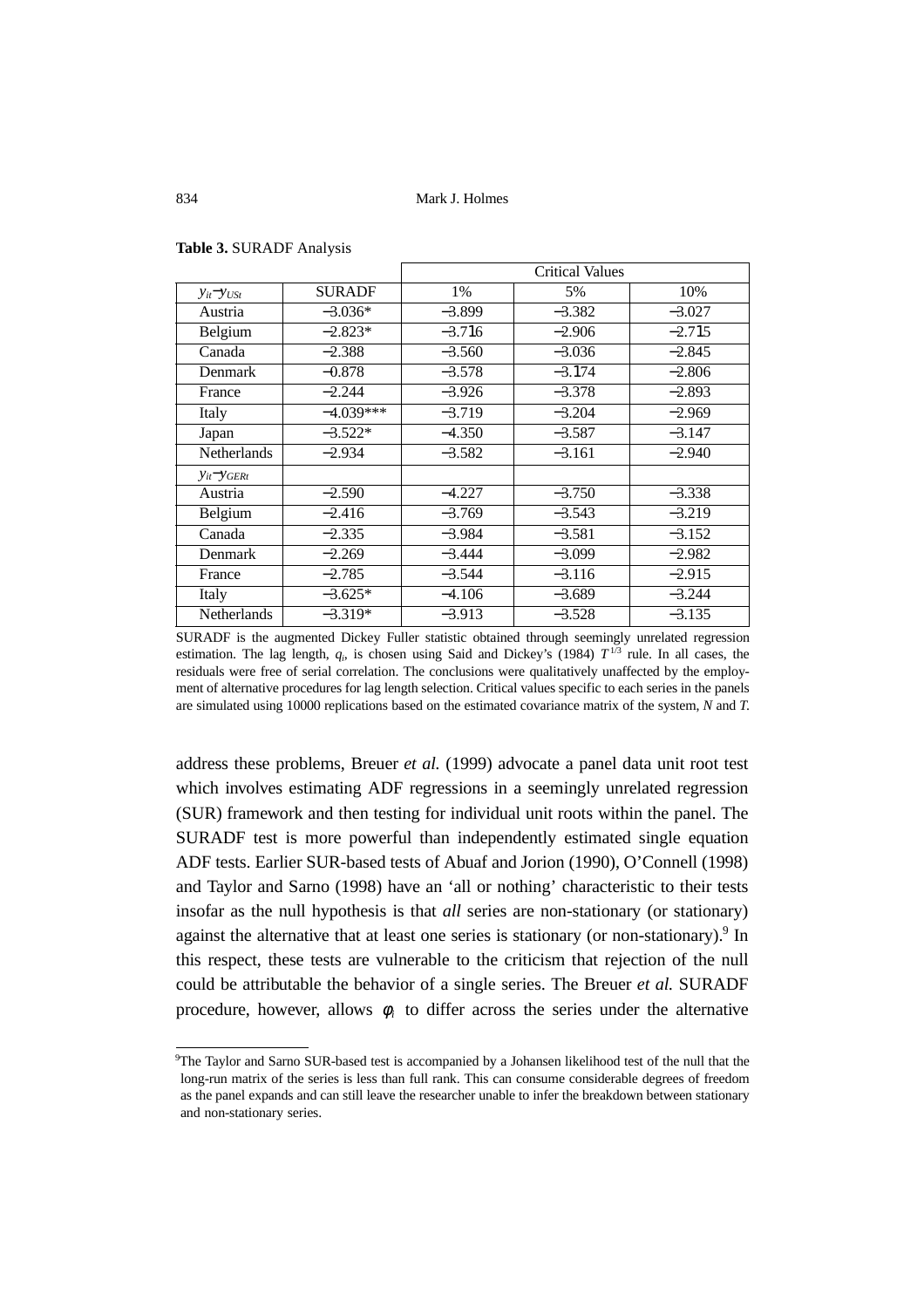**Table 3.** SURADF Analysis

| | | Critical Values | | |
|---|---|---|---|---|
| $y_{it}-y_{USt}$ | SURADF | 1% | 5% | 10% |
| Austria | −3.036* | −3.899 | −3.382 | −3.027 |
| Belgium | −2.823* | −3.716 | −2.906 | −2.715 |
| Canada | −2.388 | −3.560 | −3.036 | −2.845 |
| Denmark | −0.878 | −3.578 | −3.174 | −2.806 |
| France | −2.244 | −3.926 | −3.378 | −2.893 |
| Italy | −4.039*** | −3.719 | −3.204 | −2.969 |
| Japan | −3.522* | −4.350 | −3.587 | −3.147 |
| Netherlands | −2.934 | −3.582 | −3.161 | −2.940 |
| $y_{it}-y_{GERt}$ | | | | |
| Austria | −2.590 | −4.227 | −3.750 | −3.338 |
| Belgium | −2.416 | −3.769 | −3.543 | −3.219 |
| Canada | −2.335 | −3.984 | −3.581 | −3.152 |
| Denmark | −2.269 | −3.444 | −3.099 | −2.982 |
| France | −2.785 | −3.544 | −3.116 | −2.915 |
| Italy | −3.625* | −4.106 | −3.689 | −3.244 |
| Netherlands | −3.319* | −3.913 | −3.528 | −3.135 |

SURADF is the augmented Dickey Fuller statistic obtained through seemingly unrelated regression estimation. The lag length, $q_i$, is chosen using Said and Dickey's (1984) $T^{1/3}$ rule. In all cases, the residuals were free of serial correlation. The conclusions were qualitatively unaffected by the employment of alternative procedures for lag length selection. Critical values specific to each series in the panels are simulated using 10000 replications based on the estimated covariance matrix of the system, $N$ and $T$.

address these problems, Breuer *et al.* (1999) advocate a panel data unit root test which involves estimating ADF regressions in a seemingly unrelated regression (SUR) framework and then testing for individual unit roots within the panel. The SURADF test is more powerful than independently estimated single equation ADF tests. Earlier SUR-based tests of Abuaf and Jorion (1990), O'Connell (1998) and Taylor and Sarno (1998) have an 'all or nothing' characteristic to their tests insofar as the null hypothesis is that *all* series are non-stationary (or stationary) against the alternative that at least one series is stationary (or non-stationary).[9] In this respect, these tests are vulnerable to the criticism that rejection of the null could be attributable the behavior of a single series. The Breuer *et al.* SURADF procedure, however, allows $\phi_i$ to differ across the series under the alternative

[9]The Taylor and Sarno SUR-based test is accompanied by a Johansen likelihood test of the null that the long-run matrix of the series is less than full rank. This can consume considerable degrees of freedom as the panel expands and can still leave the researcher unable to infer the breakdown between stationary and non-stationary series.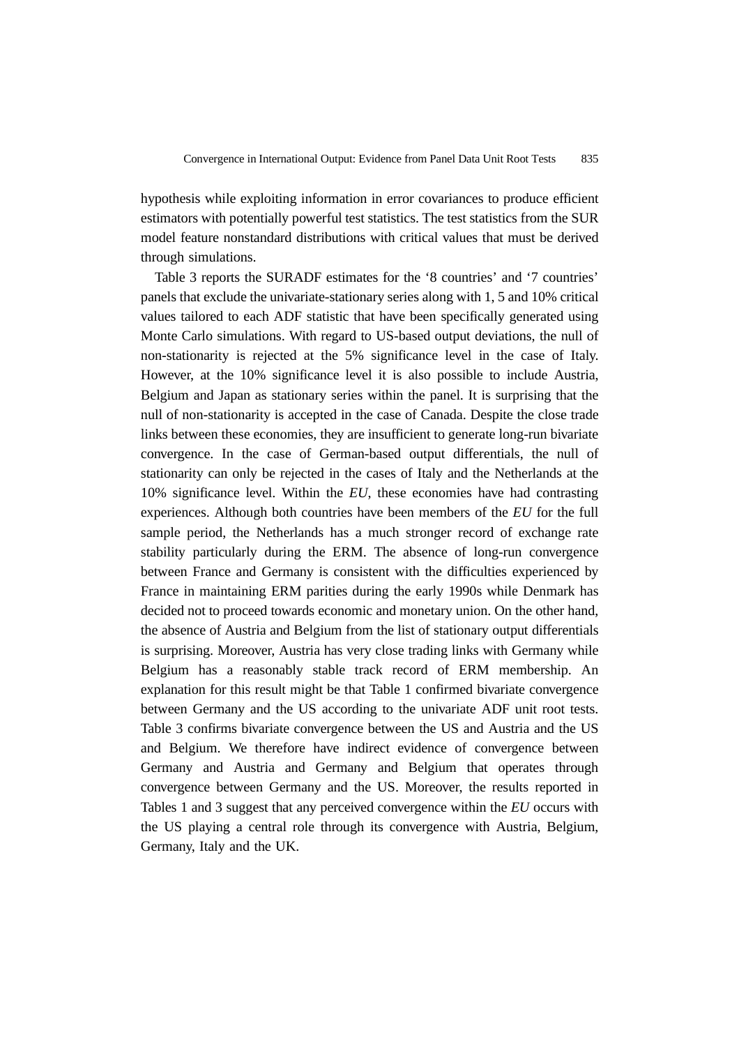hypothesis while exploiting information in error covariances to produce efficient estimators with potentially powerful test statistics. The test statistics from the SUR model feature nonstandard distributions with critical values that must be derived through simulations.

Table 3 reports the SURADF estimates for the '8 countries' and '7 countries' panels that exclude the univariate-stationary series along with 1, 5 and 10% critical values tailored to each ADF statistic that have been specifically generated using Monte Carlo simulations. With regard to US-based output deviations, the null of non-stationarity is rejected at the 5% significance level in the case of Italy. However, at the 10% significance level it is also possible to include Austria, Belgium and Japan as stationary series within the panel. It is surprising that the null of non-stationarity is accepted in the case of Canada. Despite the close trade links between these economies, they are insufficient to generate long-run bivariate convergence. In the case of German-based output differentials, the null of stationarity can only be rejected in the cases of Italy and the Netherlands at the 10% significance level. Within the *EU*, these economies have had contrasting experiences. Although both countries have been members of the *EU* for the full sample period, the Netherlands has a much stronger record of exchange rate stability particularly during the ERM. The absence of long-run convergence between France and Germany is consistent with the difficulties experienced by France in maintaining ERM parities during the early 1990s while Denmark has decided not to proceed towards economic and monetary union. On the other hand, the absence of Austria and Belgium from the list of stationary output differentials is surprising. Moreover, Austria has very close trading links with Germany while Belgium has a reasonably stable track record of ERM membership. An explanation for this result might be that Table 1 confirmed bivariate convergence between Germany and the US according to the univariate ADF unit root tests. Table 3 confirms bivariate convergence between the US and Austria and the US and Belgium. We therefore have indirect evidence of convergence between Germany and Austria and Germany and Belgium that operates through convergence between Germany and the US. Moreover, the results reported in Tables 1 and 3 suggest that any perceived convergence within the *EU* occurs with the US playing a central role through its convergence with Austria, Belgium, Germany, Italy and the UK.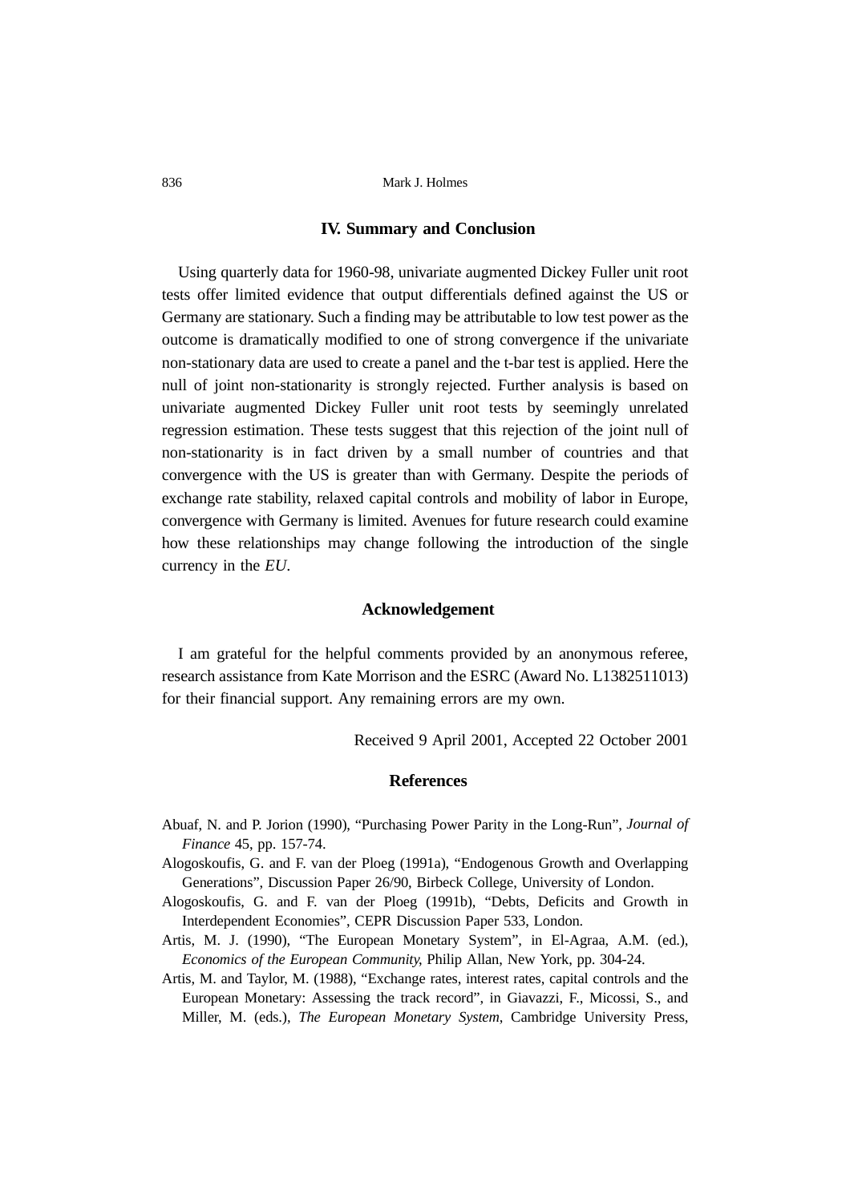## IV. Summary and Conclusion

Using quarterly data for 1960-98, univariate augmented Dickey Fuller unit root tests offer limited evidence that output differentials defined against the US or Germany are stationary. Such a finding may be attributable to low test power as the outcome is dramatically modified to one of strong convergence if the univariate non-stationary data are used to create a panel and the t-bar test is applied. Here the null of joint non-stationarity is strongly rejected. Further analysis is based on univariate augmented Dickey Fuller unit root tests by seemingly unrelated regression estimation. These tests suggest that this rejection of the joint null of non-stationarity is in fact driven by a small number of countries and that convergence with the US is greater than with Germany. Despite the periods of exchange rate stability, relaxed capital controls and mobility of labor in Europe, convergence with Germany is limited. Avenues for future research could examine how these relationships may change following the introduction of the single currency in the *EU*.

## Acknowledgement

I am grateful for the helpful comments provided by an anonymous referee, research assistance from Kate Morrison and the ESRC (Award No. L1382511013) for their financial support. Any remaining errors are my own.

Received 9 April 2001, Accepted 22 October 2001

## References

Abuaf, N. and P. Jorion (1990), "Purchasing Power Parity in the Long-Run", *Journal of Finance* 45, pp. 157-74.

Alogoskoufis, G. and F. van der Ploeg (1991a), "Endogenous Growth and Overlapping Generations", Discussion Paper 26/90, Birbeck College, University of London.

Alogoskoufis, G. and F. van der Ploeg (1991b), "Debts, Deficits and Growth in Interdependent Economies", CEPR Discussion Paper 533, London.

Artis, M. J. (1990), "The European Monetary System", in El-Agraa, A.M. (ed.), *Economics of the European Community,* Philip Allan, New York, pp. 304-24.

Artis, M. and Taylor, M. (1988), "Exchange rates, interest rates, capital controls and the European Monetary: Assessing the track record", in Giavazzi, F., Micossi, S., and Miller, M. (eds.), *The European Monetary System*, Cambridge University Press,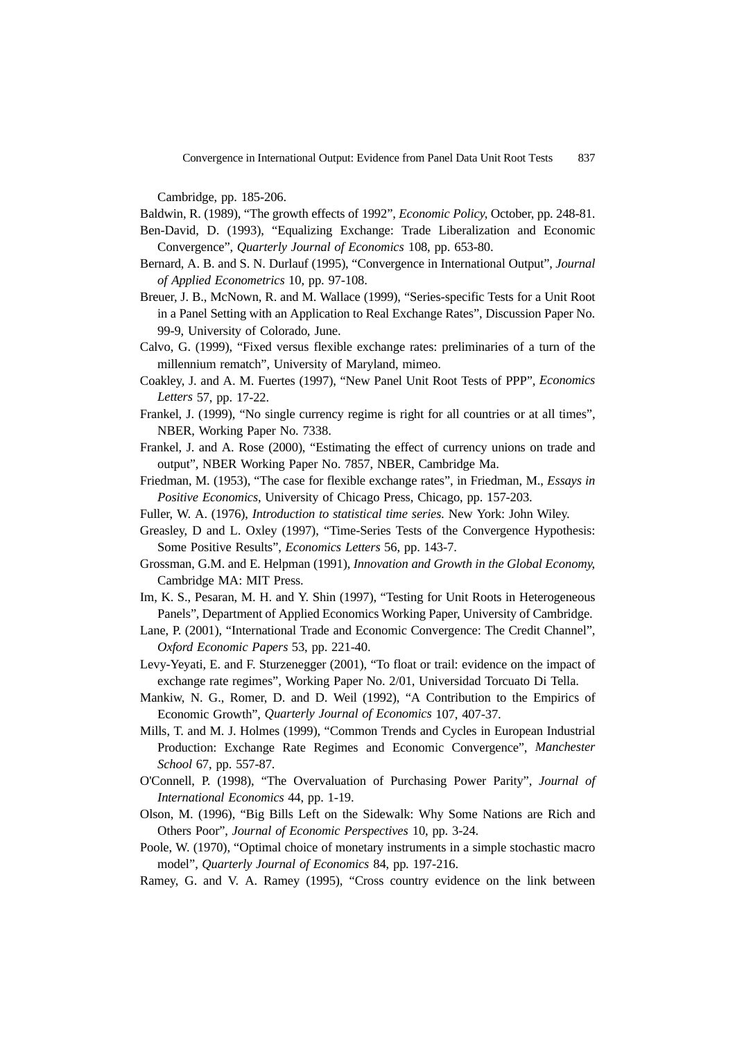Cambridge, pp. 185-206.

Baldwin, R. (1989), "The growth effects of 1992", *Economic Policy*, October, pp. 248-81.

Ben-David, D. (1993), "Equalizing Exchange: Trade Liberalization and Economic Convergence", *Quarterly Journal of Economics* 108, pp. 653-80.

Bernard, A. B. and S. N. Durlauf (1995), "Convergence in International Output", *Journal of Applied Econometrics* 10, pp. 97-108.

Breuer, J. B., McNown, R. and M. Wallace (1999), "Series-specific Tests for a Unit Root in a Panel Setting with an Application to Real Exchange Rates", Discussion Paper No. 99-9, University of Colorado, June.

Calvo, G. (1999), "Fixed versus flexible exchange rates: preliminaries of a turn of the millennium rematch", University of Maryland, mimeo.

Coakley, J. and A. M. Fuertes (1997), "New Panel Unit Root Tests of PPP", *Economics Letters* 57, pp. 17-22.

Frankel, J. (1999), "No single currency regime is right for all countries or at all times", NBER, Working Paper No. 7338.

Frankel, J. and A. Rose (2000), "Estimating the effect of currency unions on trade and output", NBER Working Paper No. 7857, NBER, Cambridge Ma.

Friedman, M. (1953), "The case for flexible exchange rates", in Friedman, M., *Essays in Positive Economics*, University of Chicago Press, Chicago, pp. 157-203.

Fuller, W. A. (1976), *Introduction to statistical time series.* New York: John Wiley.

Greasley, D and L. Oxley (1997), "Time-Series Tests of the Convergence Hypothesis: Some Positive Results", *Economics Letters* 56, pp. 143-7.

Grossman, G.M. and E. Helpman (1991), *Innovation and Growth in the Global Economy*, Cambridge MA: MIT Press.

Im, K. S., Pesaran, M. H. and Y. Shin (1997), "Testing for Unit Roots in Heterogeneous Panels", Department of Applied Economics Working Paper, University of Cambridge.

Lane, P. (2001), "International Trade and Economic Convergence: The Credit Channel", *Oxford Economic Papers* 53, pp. 221-40.

Levy-Yeyati, E. and F. Sturzenegger (2001), "To float or trail: evidence on the impact of exchange rate regimes", Working Paper No. 2/01, Universidad Torcuato Di Tella.

Mankiw, N. G., Romer, D. and D. Weil (1992), "A Contribution to the Empirics of Economic Growth", *Quarterly Journal of Economics* 107, 407-37.

Mills, T. and M. J. Holmes (1999), "Common Trends and Cycles in European Industrial Production: Exchange Rate Regimes and Economic Convergence", *Manchester School* 67, pp. 557-87.

O'Connell, P. (1998), "The Overvaluation of Purchasing Power Parity", *Journal of International Economics* 44, pp. 1-19.

Olson, M. (1996), "Big Bills Left on the Sidewalk: Why Some Nations are Rich and Others Poor", *Journal of Economic Perspectives* 10, pp. 3-24.

Poole, W. (1970), "Optimal choice of monetary instruments in a simple stochastic macro model", *Quarterly Journal of Economics* 84, pp. 197-216.

Ramey, G. and V. A. Ramey (1995), "Cross country evidence on the link between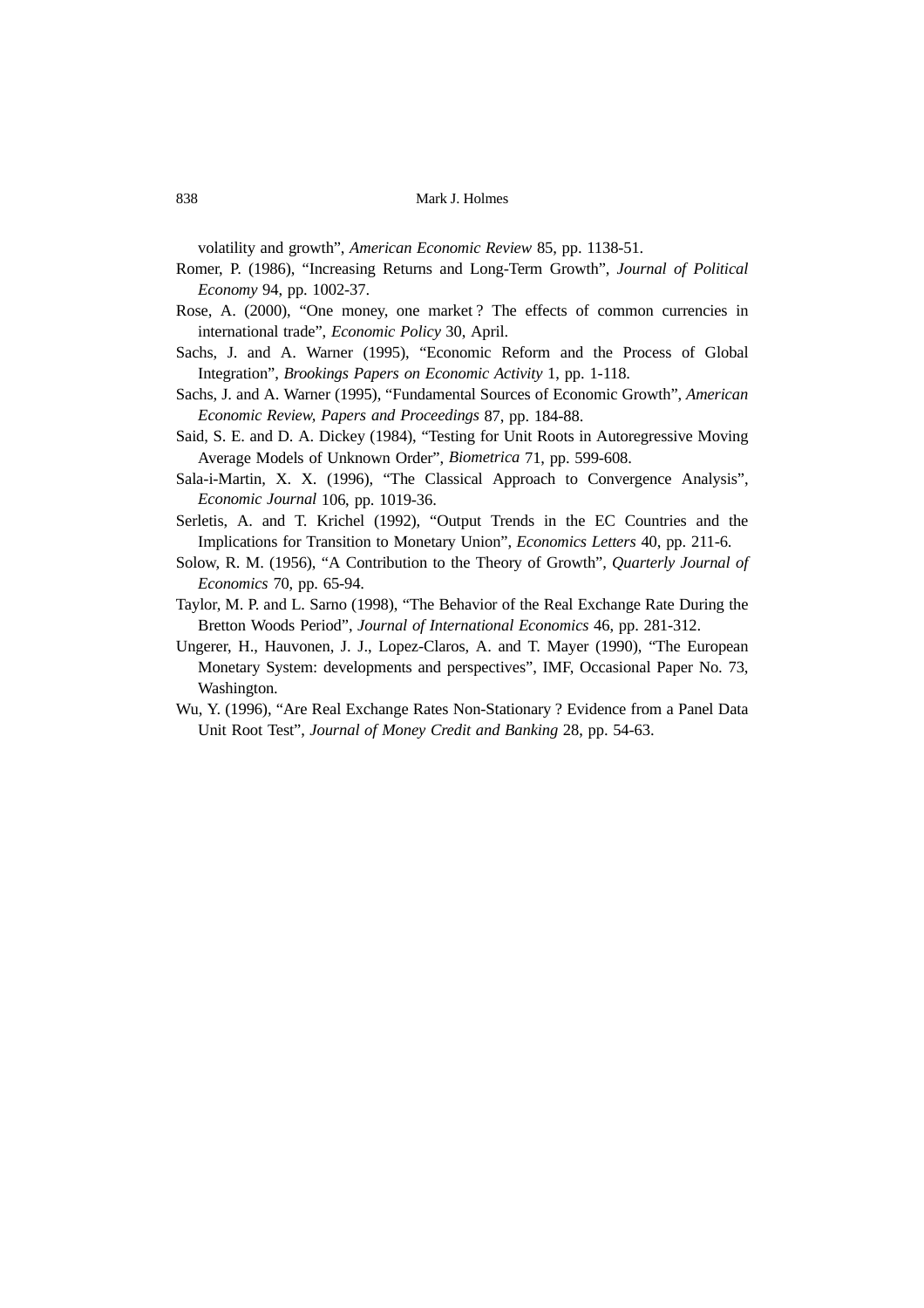volatility and growth", *American Economic Review* 85, pp. 1138-51.

Romer, P. (1986), "Increasing Returns and Long-Term Growth", *Journal of Political Economy* 94, pp. 1002-37.

Rose, A. (2000), "One money, one market ? The effects of common currencies in international trade", *Economic Policy* 30, April.

Sachs, J. and A. Warner (1995), "Economic Reform and the Process of Global Integration", *Brookings Papers on Economic Activity* 1, pp. 1-118.

Sachs, J. and A. Warner (1995), "Fundamental Sources of Economic Growth", *American Economic Review, Papers and Proceedings* 87, pp. 184-88.

Said, S. E. and D. A. Dickey (1984), "Testing for Unit Roots in Autoregressive Moving Average Models of Unknown Order", *Biometrica* 71, pp. 599-608.

Sala-i-Martin, X. X. (1996), "The Classical Approach to Convergence Analysis", *Economic Journal* 106, pp. 1019-36.

Serletis, A. and T. Krichel (1992), "Output Trends in the EC Countries and the Implications for Transition to Monetary Union", *Economics Letters* 40, pp. 211-6.

Solow, R. M. (1956), "A Contribution to the Theory of Growth", *Quarterly Journal of Economics* 70, pp. 65-94.

Taylor, M. P. and L. Sarno (1998), "The Behavior of the Real Exchange Rate During the Bretton Woods Period", *Journal of International Economics* 46, pp. 281-312.

Ungerer, H., Hauvonen, J. J., Lopez-Claros, A. and T. Mayer (1990), "The European Monetary System: developments and perspectives", IMF, Occasional Paper No. 73, Washington.

Wu, Y. (1996), "Are Real Exchange Rates Non-Stationary ? Evidence from a Panel Data Unit Root Test", *Journal of Money Credit and Banking* 28, pp. 54-63.